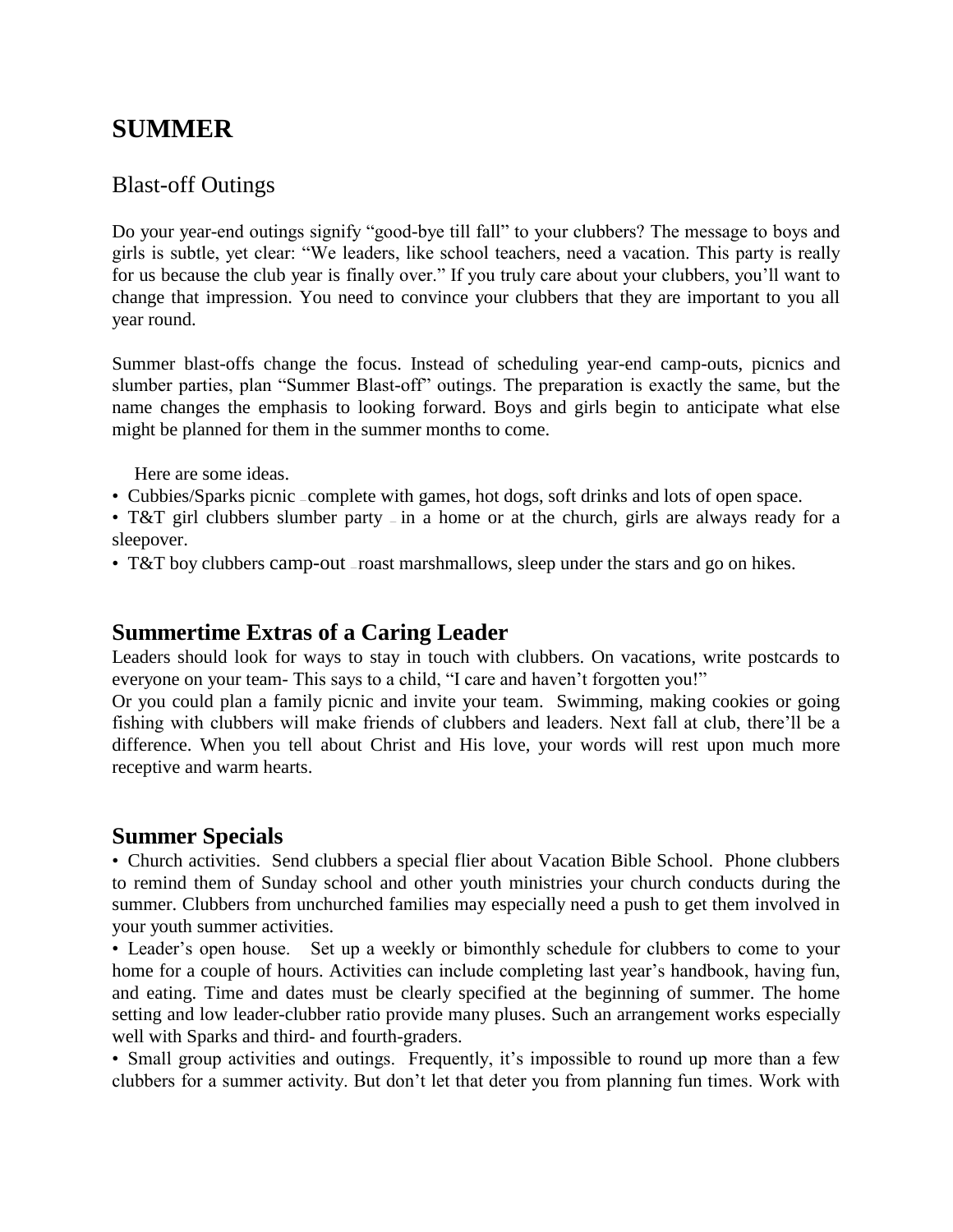# SUMMER

## Blast-off Outings

Do your year-end outings signify "good-bye till fall" to your clubbers? The message to boys and girls is subtle, yet clear: "We leaders, like school teachers, need a vacation. This party is really for us because the club year is finally over." If you truly care about your clubbers, you'll want to change that impression. You need to convince your clubbers that they are important to you all year round.

Summer blast-offs change the focus. Instead of scheduling year-end camp-outs, picnics and slumber parties, plan "Summer Blast-off" outings. The preparation is exactly the same, but the name changes the emphasis to looking forward. Boys and girls begin to anticipate what else might be planned for them in the summer months to come.

Here are some ideas.

- Cubbies/Sparks picnic – complete with games, hot dogs, soft drinks and lots of open space.
- T&T girl clubbers slumber party – in a home or at the church, girls are always ready for a sleepover.
- T&T boy clubbers camp-out – roast marshmallows, sleep under the stars and go on hikes.

## Summertime Extras of a Caring Leader

Leaders should look for ways to stay in touch with clubbers. On vacations, write postcards to everyone on your team- This says to a child, "I care and haven't forgotten you!"

Or you could plan a family picnic and invite your team. Swimming, making cookies or going fishing with clubbers will make friends of clubbers and leaders. Next fall at club, there'll be a difference. When you tell about Christ and His love, your words will rest upon much more receptive and warm hearts.

## Summer Specials

- Church activities. Send clubbers a special flier about Vacation Bible School. Phone clubbers to remind them of Sunday school and other youth ministries your church conducts during the summer. Clubbers from unchurched families may especially need a push to get them involved in your youth summer activities.
- Leader's open house. Set up a weekly or bimonthly schedule for clubbers to come to your home for a couple of hours. Activities can include completing last year's handbook, having fun, and eating. Time and dates must be clearly specified at the beginning of summer. The home setting and low leader-clubber ratio provide many pluses. Such an arrangement works especially well with Sparks and third- and fourth-graders.
- Small group activities and outings. Frequently, it's impossible to round up more than a few clubbers for a summer activity. But don't let that deter you from planning fun times. Work with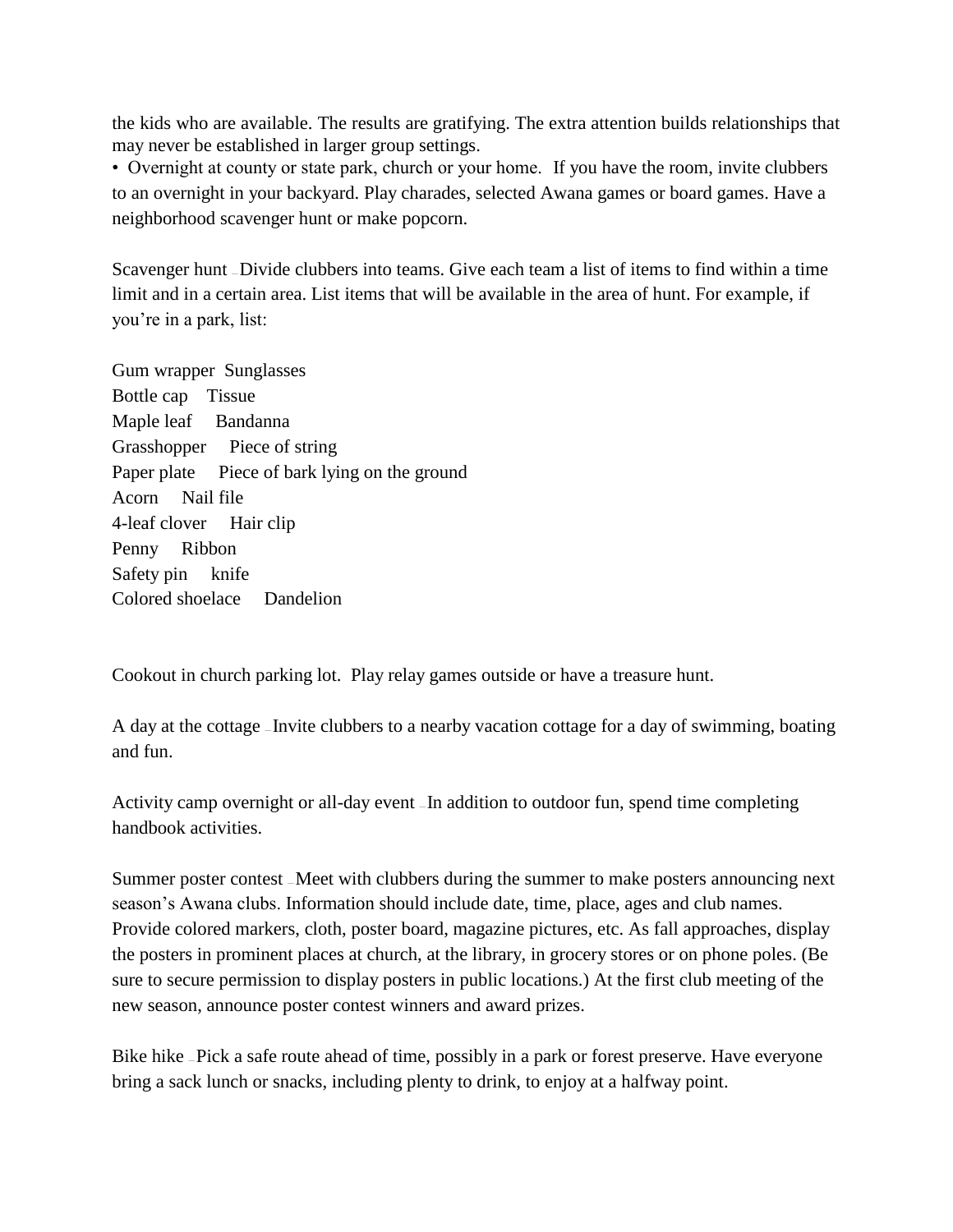the kids who are available. The results are gratifying. The extra attention builds relationships that may never be established in larger group settings.

- Overnight at county or state park, church or your home. If you have the room, invite clubbers to an overnight in your backyard. Play charades, selected Awana games or board games. Have a neighborhood scavenger hunt or make popcorn.

Scavenger hunt – Divide clubbers into teams. Give each team a list of items to find within a time limit and in a certain area. List items that will be available in the area of hunt. For example, if you're in a park, list:

| | |
|---|---|
| Gum wrapper | Sunglasses |
| Bottle cap | Tissue |
| Maple leaf | Bandanna |
| Grasshopper | Piece of string |
| Paper plate | Piece of bark lying on the ground |
| Acorn | Nail file |
| 4-leaf clover | Hair clip |
| Penny | Ribbon |
| Safety pin | knife |
| Colored shoelace | Dandelion |

Cookout in church parking lot. Play relay games outside or have a treasure hunt.

A day at the cottage – Invite clubbers to a nearby vacation cottage for a day of swimming, boating and fun.

Activity camp overnight or all-day event – In addition to outdoor fun, spend time completing handbook activities.

Summer poster contest – Meet with clubbers during the summer to make posters announcing next season's Awana clubs. Information should include date, time, place, ages and club names. Provide colored markers, cloth, poster board, magazine pictures, etc. As fall approaches, display the posters in prominent places at church, at the library, in grocery stores or on phone poles. (Be sure to secure permission to display posters in public locations.) At the first club meeting of the new season, announce poster contest winners and award prizes.

Bike hike – Pick a safe route ahead of time, possibly in a park or forest preserve. Have everyone bring a sack lunch or snacks, including plenty to drink, to enjoy at a halfway point.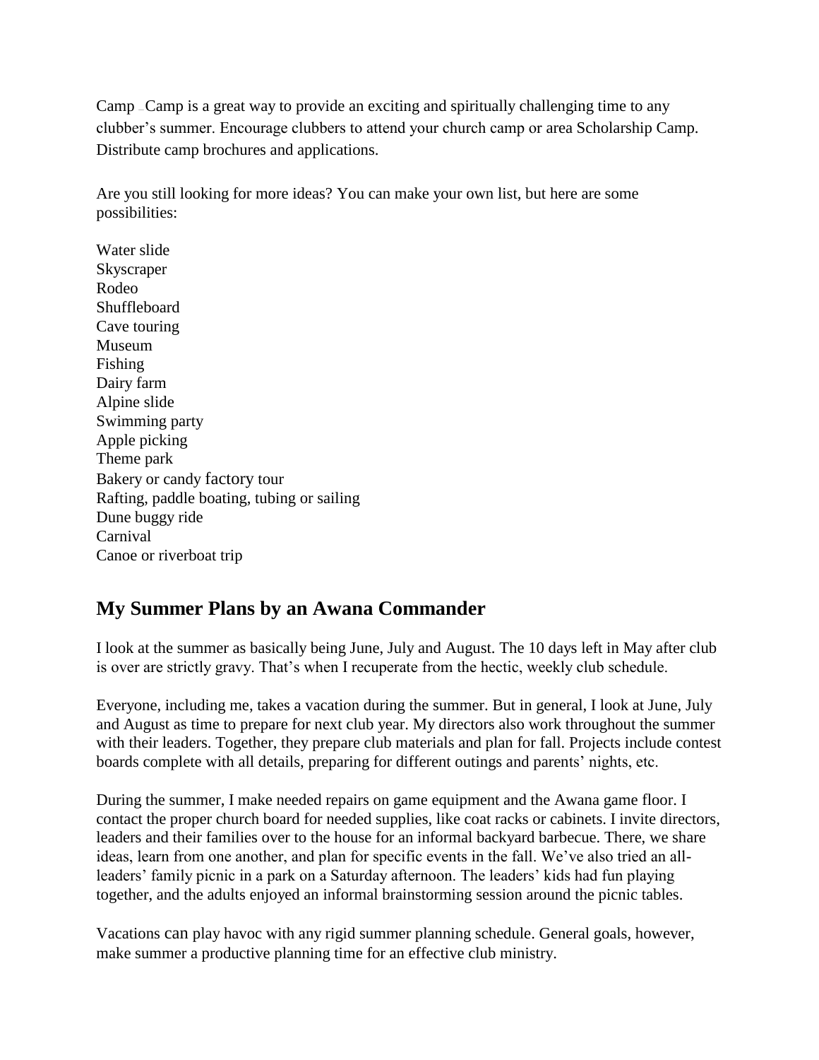Camp – Camp is a great way to provide an exciting and spiritually challenging time to any clubber's summer. Encourage clubbers to attend your church camp or area Scholarship Camp. Distribute camp brochures and applications.

Are you still looking for more ideas? You can make your own list, but here are some possibilities:

Water slide
Skyscraper
Rodeo
Shuffleboard
Cave touring
Museum
Fishing
Dairy farm
Alpine slide
Swimming party
Apple picking
Theme park
Bakery or candy factory tour
Rafting, paddle boating, tubing or sailing
Dune buggy ride
Carnival
Canoe or riverboat trip

## My Summer Plans by an Awana Commander

I look at the summer as basically being June, July and August. The 10 days left in May after club is over are strictly gravy. That's when I recuperate from the hectic, weekly club schedule.

Everyone, including me, takes a vacation during the summer. But in general, I look at June, July and August as time to prepare for next club year. My directors also work throughout the summer with their leaders. Together, they prepare club materials and plan for fall. Projects include contest boards complete with all details, preparing for different outings and parents' nights, etc.

During the summer, I make needed repairs on game equipment and the Awana game floor. I contact the proper church board for needed supplies, like coat racks or cabinets. I invite directors, leaders and their families over to the house for an informal backyard barbecue. There, we share ideas, learn from one another, and plan for specific events in the fall. We've also tried an all-leaders' family picnic in a park on a Saturday afternoon. The leaders' kids had fun playing together, and the adults enjoyed an informal brainstorming session around the picnic tables.

Vacations can play havoc with any rigid summer planning schedule. General goals, however, make summer a productive planning time for an effective club ministry.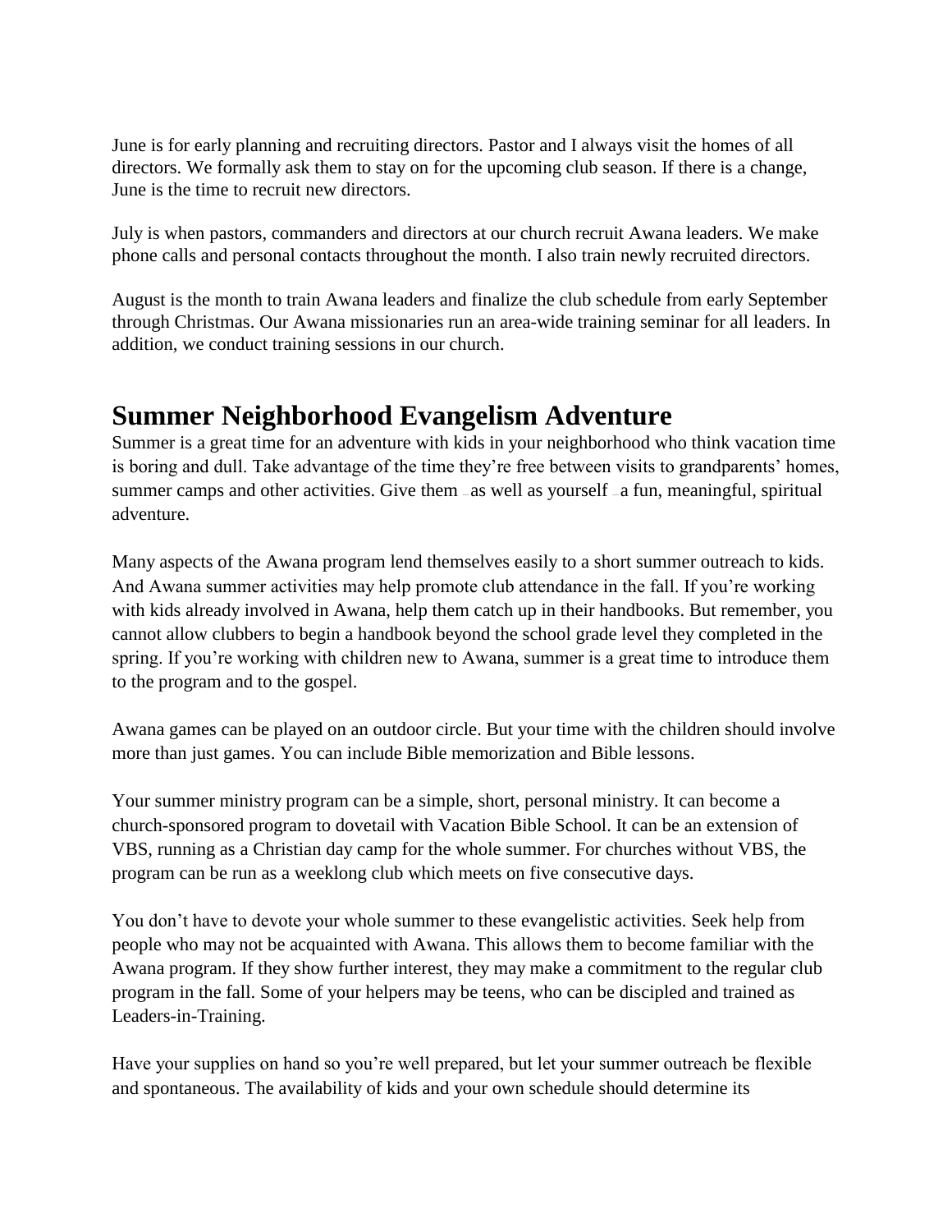June is for early planning and recruiting directors. Pastor and I always visit the homes of all directors. We formally ask them to stay on for the upcoming club season. If there is a change, June is the time to recruit new directors.

July is when pastors, commanders and directors at our church recruit Awana leaders. We make phone calls and personal contacts throughout the month. I also train newly recruited directors.

August is the month to train Awana leaders and finalize the club schedule from early September through Christmas. Our Awana missionaries run an area-wide training seminar for all leaders. In addition, we conduct training sessions in our church.

## Summer Neighborhood Evangelism Adventure

Summer is a great time for an adventure with kids in your neighborhood who think vacation time is boring and dull. Take advantage of the time they're free between visits to grandparents' homes, summer camps and other activities. Give them – as well as yourself – a fun, meaningful, spiritual adventure.

Many aspects of the Awana program lend themselves easily to a short summer outreach to kids. And Awana summer activities may help promote club attendance in the fall. If you're working with kids already involved in Awana, help them catch up in their handbooks. But remember, you cannot allow clubbers to begin a handbook beyond the school grade level they completed in the spring. If you're working with children new to Awana, summer is a great time to introduce them to the program and to the gospel.

Awana games can be played on an outdoor circle. But your time with the children should involve more than just games. You can include Bible memorization and Bible lessons.

Your summer ministry program can be a simple, short, personal ministry. It can become a church-sponsored program to dovetail with Vacation Bible School. It can be an extension of VBS, running as a Christian day camp for the whole summer. For churches without VBS, the program can be run as a weeklong club which meets on five consecutive days.

You don't have to devote your whole summer to these evangelistic activities. Seek help from people who may not be acquainted with Awana. This allows them to become familiar with the Awana program. If they show further interest, they may make a commitment to the regular club program in the fall. Some of your helpers may be teens, who can be discipled and trained as Leaders-in-Training.

Have your supplies on hand so you're well prepared, but let your summer outreach be flexible and spontaneous. The availability of kids and your own schedule should determine its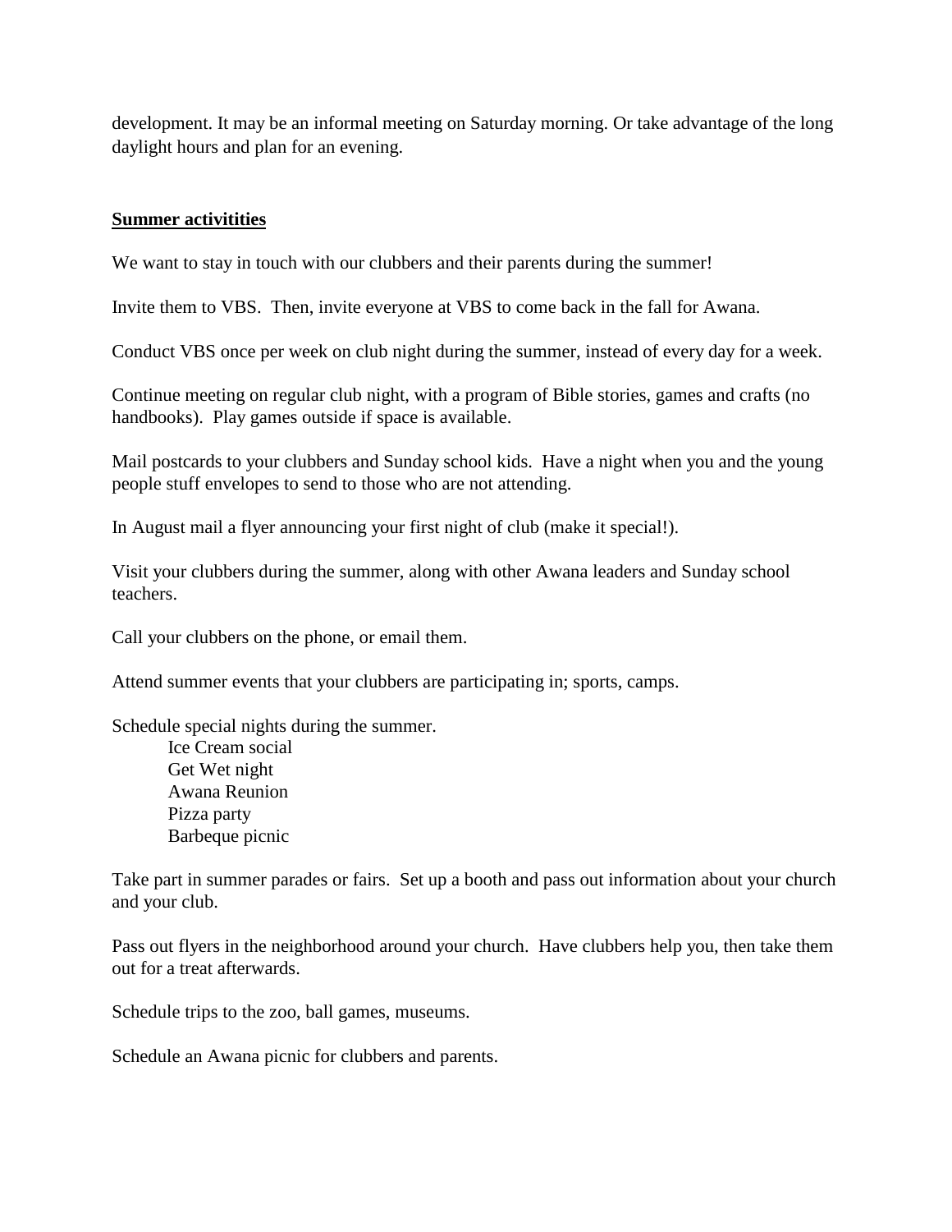development. It may be an informal meeting on Saturday morning. Or take advantage of the long daylight hours and plan for an evening.

**<u>Summer activitities</u>**

We want to stay in touch with our clubbers and their parents during the summer!

Invite them to VBS. Then, invite everyone at VBS to come back in the fall for Awana.

Conduct VBS once per week on club night during the summer, instead of every day for a week.

Continue meeting on regular club night, with a program of Bible stories, games and crafts (no handbooks). Play games outside if space is available.

Mail postcards to your clubbers and Sunday school kids. Have a night when you and the young people stuff envelopes to send to those who are not attending.

In August mail a flyer announcing your first night of club (make it special!).

Visit your clubbers during the summer, along with other Awana leaders and Sunday school teachers.

Call your clubbers on the phone, or email them.

Attend summer events that your clubbers are participating in; sports, camps.

Schedule special nights during the summer.

- Ice Cream social
- Get Wet night
- Awana Reunion
- Pizza party
- Barbeque picnic

Take part in summer parades or fairs. Set up a booth and pass out information about your church and your club.

Pass out flyers in the neighborhood around your church. Have clubbers help you, then take them out for a treat afterwards.

Schedule trips to the zoo, ball games, museums.

Schedule an Awana picnic for clubbers and parents.